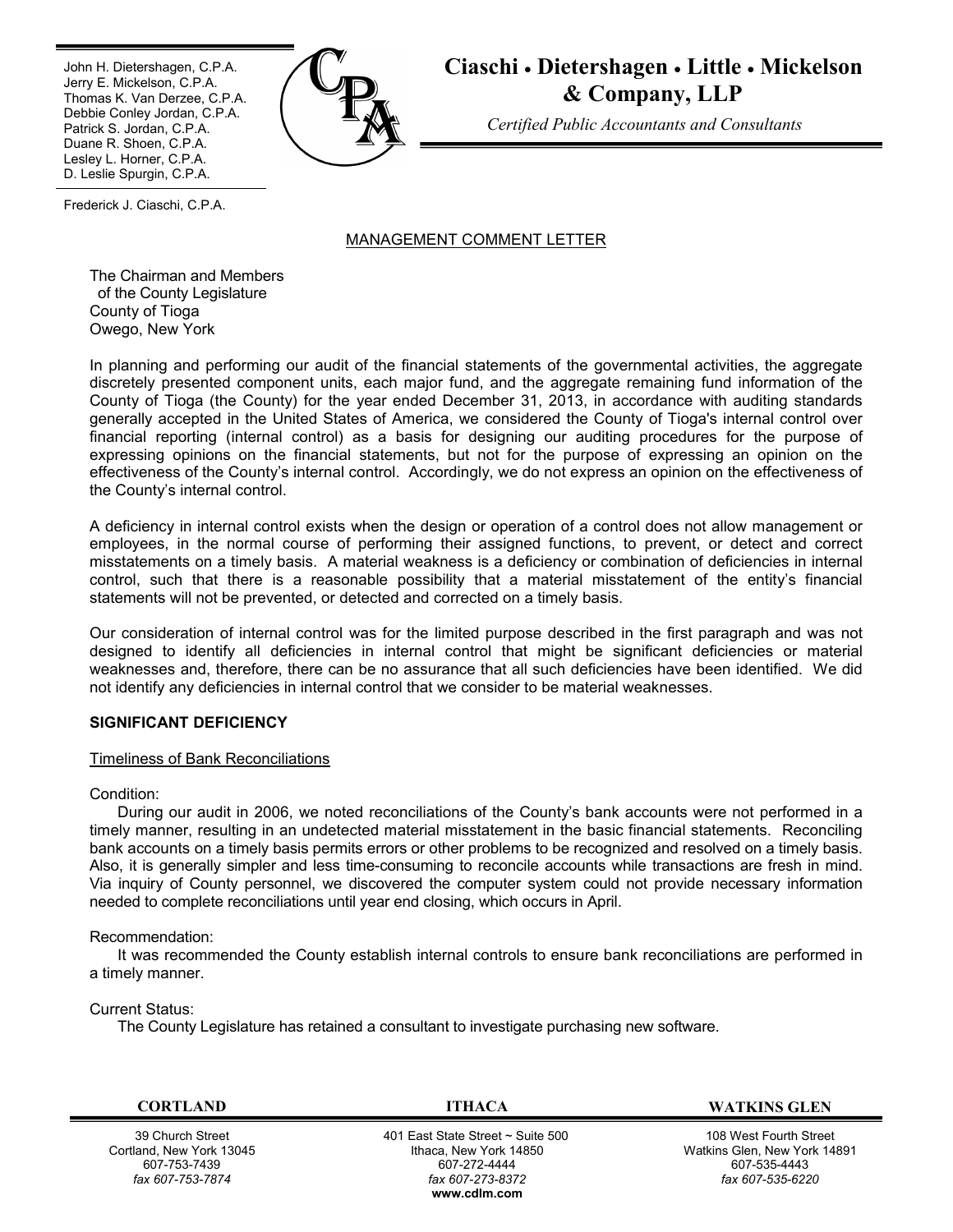John H. Dietershagen, C.P.A.
Jerry E. Mickelson, C.P.A.
Thomas K. Van Derzee, C.P.A.
Debbie Conley Jordan, C.P.A.
Patrick S. Jordan, C.P.A.
Duane R. Shoen, C.P.A.
Lesley L. Horner, C.P.A.
D. Leslie Spurgin, C.P.A.

Frederick J. Ciaschi, C.P.A.

# Ciaschi • Dietershagen • Little • Mickelson & Company, LLP

*Certified Public Accountants and Consultants*

## MANAGEMENT COMMENT LETTER

The Chairman and Members
of the County Legislature
County of Tioga
Owego, New York

In planning and performing our audit of the financial statements of the governmental activities, the aggregate discretely presented component units, each major fund, and the aggregate remaining fund information of the County of Tioga (the County) for the year ended December 31, 2013, in accordance with auditing standards generally accepted in the United States of America, we considered the County of Tioga's internal control over financial reporting (internal control) as a basis for designing our auditing procedures for the purpose of expressing opinions on the financial statements, but not for the purpose of expressing an opinion on the effectiveness of the County's internal control. Accordingly, we do not express an opinion on the effectiveness of the County's internal control.

A deficiency in internal control exists when the design or operation of a control does not allow management or employees, in the normal course of performing their assigned functions, to prevent, or detect and correct misstatements on a timely basis. A material weakness is a deficiency or combination of deficiencies in internal control, such that there is a reasonable possibility that a material misstatement of the entity's financial statements will not be prevented, or detected and corrected on a timely basis.

Our consideration of internal control was for the limited purpose described in the first paragraph and was not designed to identify all deficiencies in internal control that might be significant deficiencies or material weaknesses and, therefore, there can be no assurance that all such deficiencies have been identified. We did not identify any deficiencies in internal control that we consider to be material weaknesses.

### SIGNIFICANT DEFICIENCY

Timeliness of Bank Reconciliations

Condition:

During our audit in 2006, we noted reconciliations of the County's bank accounts were not performed in a timely manner, resulting in an undetected material misstatement in the basic financial statements. Reconciling bank accounts on a timely basis permits errors or other problems to be recognized and resolved on a timely basis. Also, it is generally simpler and less time-consuming to reconcile accounts while transactions are fresh in mind. Via inquiry of County personnel, we discovered the computer system could not provide necessary information needed to complete reconciliations until year end closing, which occurs in April.

Recommendation:

It was recommended the County establish internal controls to ensure bank reconciliations are performed in a timely manner.

Current Status:

The County Legislature has retained a consultant to investigate purchasing new software.

| CORTLAND | ITHACA | WATKINS GLEN |
| --- | --- | --- |
| 39 Church Street | 401 East State Street ~ Suite 500 | 108 West Fourth Street |
| Cortland, New York 13045 | Ithaca, New York 14850 | Watkins Glen, New York 14891 |
| 607-753-7439 | 607-272-4444 | 607-535-4443 |
| *fax 607-753-7874* | *fax 607-273-8372* | *fax 607-535-6220* |
| | **www.cdlm.com** | |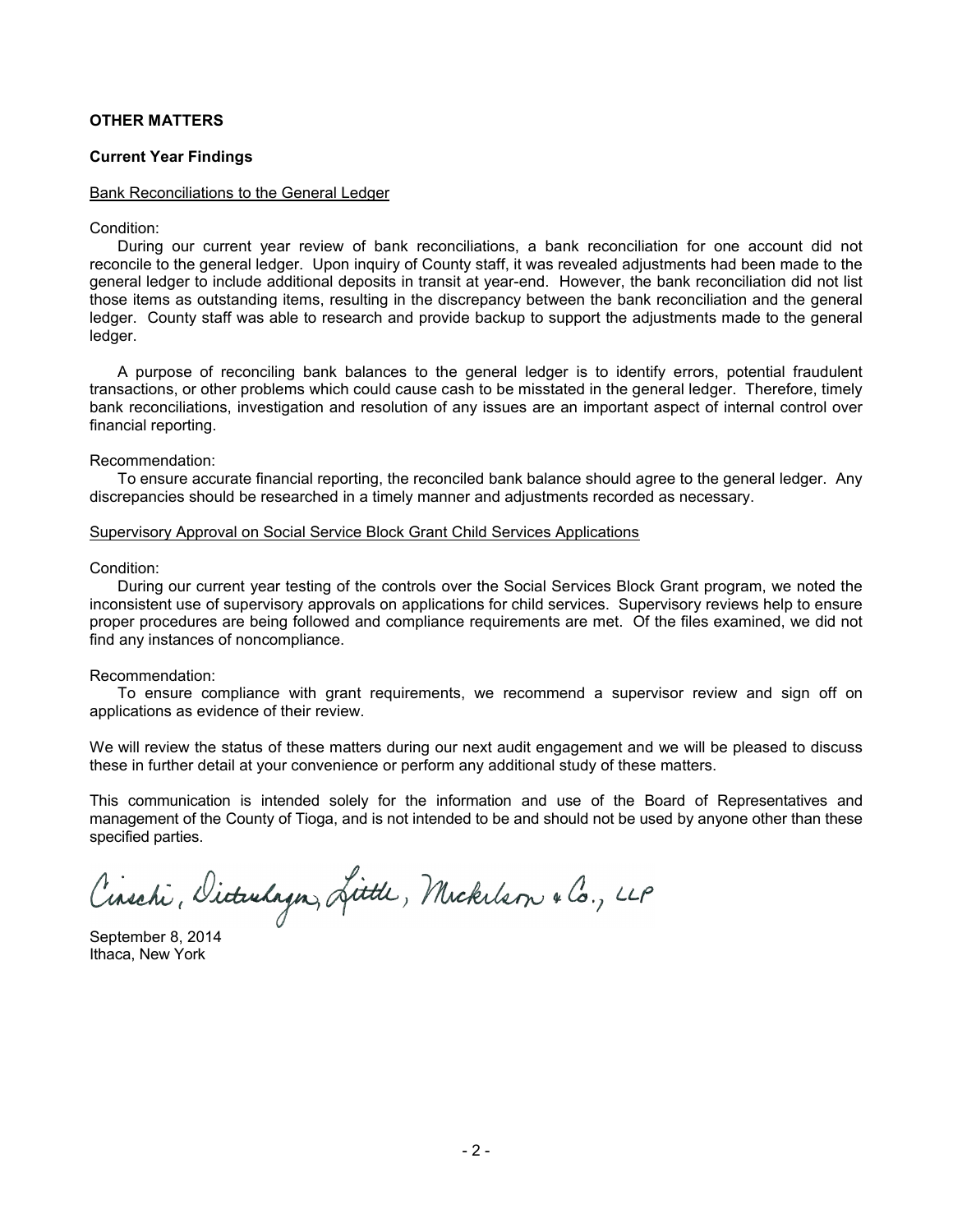## OTHER MATTERS

### Current Year Findings

Bank Reconciliations to the General Ledger

Condition:

During our current year review of bank reconciliations, a bank reconciliation for one account did not reconcile to the general ledger. Upon inquiry of County staff, it was revealed adjustments had been made to the general ledger to include additional deposits in transit at year-end. However, the bank reconciliation did not list those items as outstanding items, resulting in the discrepancy between the bank reconciliation and the general ledger. County staff was able to research and provide backup to support the adjustments made to the general ledger.

A purpose of reconciling bank balances to the general ledger is to identify errors, potential fraudulent transactions, or other problems which could cause cash to be misstated in the general ledger. Therefore, timely bank reconciliations, investigation and resolution of any issues are an important aspect of internal control over financial reporting.

Recommendation:

To ensure accurate financial reporting, the reconciled bank balance should agree to the general ledger. Any discrepancies should be researched in a timely manner and adjustments recorded as necessary.

Supervisory Approval on Social Service Block Grant Child Services Applications

Condition:

During our current year testing of the controls over the Social Services Block Grant program, we noted the inconsistent use of supervisory approvals on applications for child services. Supervisory reviews help to ensure proper procedures are being followed and compliance requirements are met. Of the files examined, we did not find any instances of noncompliance.

Recommendation:

To ensure compliance with grant requirements, we recommend a supervisor review and sign off on applications as evidence of their review.

We will review the status of these matters during our next audit engagement and we will be pleased to discuss these in further detail at your convenience or perform any additional study of these matters.

This communication is intended solely for the information and use of the Board of Representatives and management of the County of Tioga, and is not intended to be and should not be used by anyone other than these specified parties.

Ciaschi, Dietershagen, Little, Mickelson & Co., LLP

September 8, 2014
Ithaca, New York